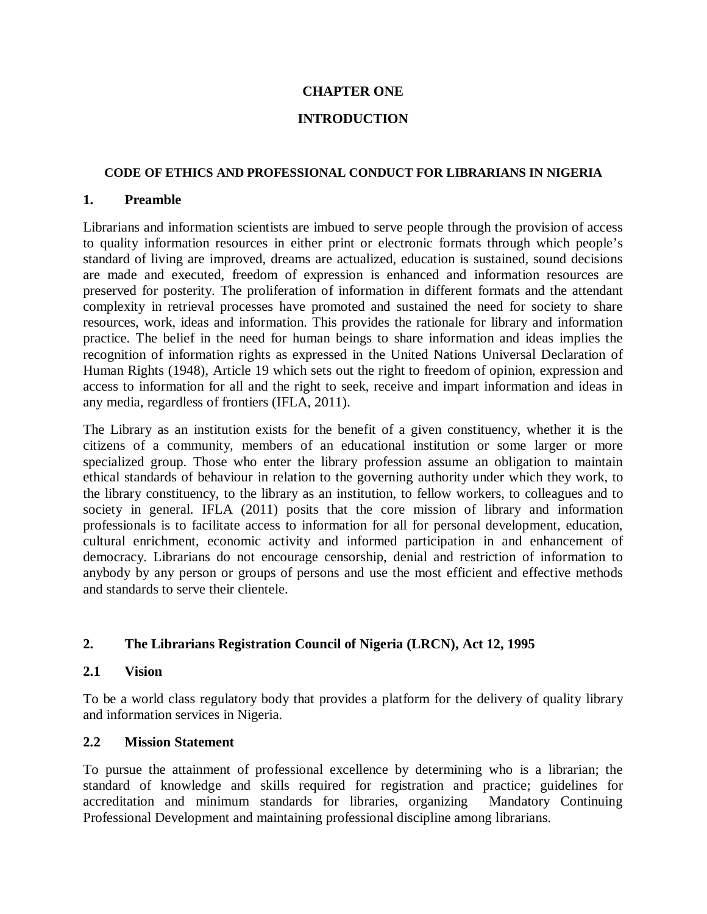# CHAPTER ONE

# INTRODUCTION

### CODE OF ETHICS AND PROFESSIONAL CONDUCT FOR LIBRARIANS IN NIGERIA

## 1. Preamble

Librarians and information scientists are imbued to serve people through the provision of access to quality information resources in either print or electronic formats through which people's standard of living are improved, dreams are actualized, education is sustained, sound decisions are made and executed, freedom of expression is enhanced and information resources are preserved for posterity. The proliferation of information in different formats and the attendant complexity in retrieval processes have promoted and sustained the need for society to share resources, work, ideas and information. This provides the rationale for library and information practice. The belief in the need for human beings to share information and ideas implies the recognition of information rights as expressed in the United Nations Universal Declaration of Human Rights (1948), Article 19 which sets out the right to freedom of opinion, expression and access to information for all and the right to seek, receive and impart information and ideas in any media, regardless of frontiers (IFLA, 2011).

The Library as an institution exists for the benefit of a given constituency, whether it is the citizens of a community, members of an educational institution or some larger or more specialized group. Those who enter the library profession assume an obligation to maintain ethical standards of behaviour in relation to the governing authority under which they work, to the library constituency, to the library as an institution, to fellow workers, to colleagues and to society in general. IFLA (2011) posits that the core mission of library and information professionals is to facilitate access to information for all for personal development, education, cultural enrichment, economic activity and informed participation in and enhancement of democracy. Librarians do not encourage censorship, denial and restriction of information to anybody by any person or groups of persons and use the most efficient and effective methods and standards to serve their clientele.

## 2. The Librarians Registration Council of Nigeria (LRCN), Act 12, 1995

### 2.1 Vision

To be a world class regulatory body that provides a platform for the delivery of quality library and information services in Nigeria.

### 2.2 Mission Statement

To pursue the attainment of professional excellence by determining who is a librarian; the standard of knowledge and skills required for registration and practice; guidelines for accreditation and minimum standards for libraries, organizing Mandatory Continuing Professional Development and maintaining professional discipline among librarians.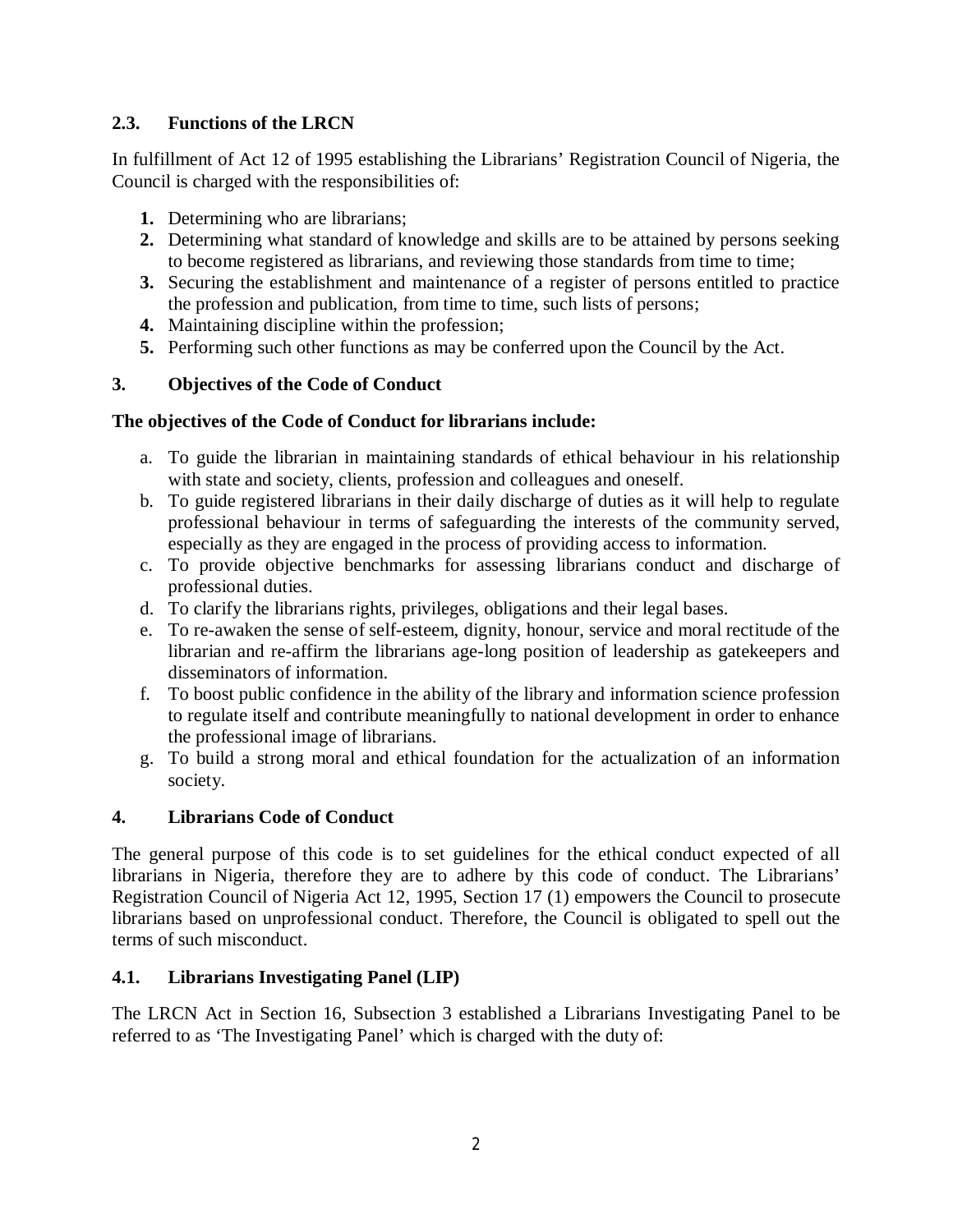## 2.3. Functions of the LRCN

In fulfillment of Act 12 of 1995 establishing the Librarians' Registration Council of Nigeria, the Council is charged with the responsibilities of:

1. Determining who are librarians;
2. Determining what standard of knowledge and skills are to be attained by persons seeking to become registered as librarians, and reviewing those standards from time to time;
3. Securing the establishment and maintenance of a register of persons entitled to practice the profession and publication, from time to time, such lists of persons;
4. Maintaining discipline within the profession;
5. Performing such other functions as may be conferred upon the Council by the Act.

## 3. Objectives of the Code of Conduct

**The objectives of the Code of Conduct for librarians include:**

a. To guide the librarian in maintaining standards of ethical behaviour in his relationship with state and society, clients, profession and colleagues and oneself.
b. To guide registered librarians in their daily discharge of duties as it will help to regulate professional behaviour in terms of safeguarding the interests of the community served, especially as they are engaged in the process of providing access to information.
c. To provide objective benchmarks for assessing librarians conduct and discharge of professional duties.
d. To clarify the librarians rights, privileges, obligations and their legal bases.
e. To re-awaken the sense of self-esteem, dignity, honour, service and moral rectitude of the librarian and re-affirm the librarians age-long position of leadership as gatekeepers and disseminators of information.
f. To boost public confidence in the ability of the library and information science profession to regulate itself and contribute meaningfully to national development in order to enhance the professional image of librarians.
g. To build a strong moral and ethical foundation for the actualization of an information society.

## 4. Librarians Code of Conduct

The general purpose of this code is to set guidelines for the ethical conduct expected of all librarians in Nigeria, therefore they are to adhere by this code of conduct. The Librarians' Registration Council of Nigeria Act 12, 1995, Section 17 (1) empowers the Council to prosecute librarians based on unprofessional conduct. Therefore, the Council is obligated to spell out the terms of such misconduct.

## 4.1. Librarians Investigating Panel (LIP)

The LRCN Act in Section 16, Subsection 3 established a Librarians Investigating Panel to be referred to as 'The Investigating Panel' which is charged with the duty of: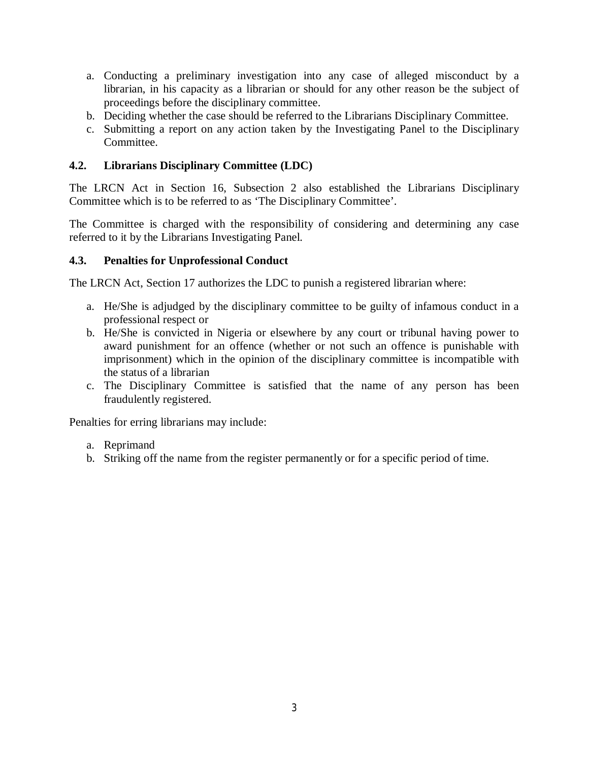a. Conducting a preliminary investigation into any case of alleged misconduct by a librarian, in his capacity as a librarian or should for any other reason be the subject of proceedings before the disciplinary committee.
b. Deciding whether the case should be referred to the Librarians Disciplinary Committee.
c. Submitting a report on any action taken by the Investigating Panel to the Disciplinary Committee.

### 4.2. Librarians Disciplinary Committee (LDC)

The LRCN Act in Section 16, Subsection 2 also established the Librarians Disciplinary Committee which is to be referred to as 'The Disciplinary Committee'.

The Committee is charged with the responsibility of considering and determining any case referred to it by the Librarians Investigating Panel.

### 4.3. Penalties for Unprofessional Conduct

The LRCN Act, Section 17 authorizes the LDC to punish a registered librarian where:

a. He/She is adjudged by the disciplinary committee to be guilty of infamous conduct in a professional respect or
b. He/She is convicted in Nigeria or elsewhere by any court or tribunal having power to award punishment for an offence (whether or not such an offence is punishable with imprisonment) which in the opinion of the disciplinary committee is incompatible with the status of a librarian
c. The Disciplinary Committee is satisfied that the name of any person has been fraudulently registered.

Penalties for erring librarians may include:

a. Reprimand
b. Striking off the name from the register permanently or for a specific period of time.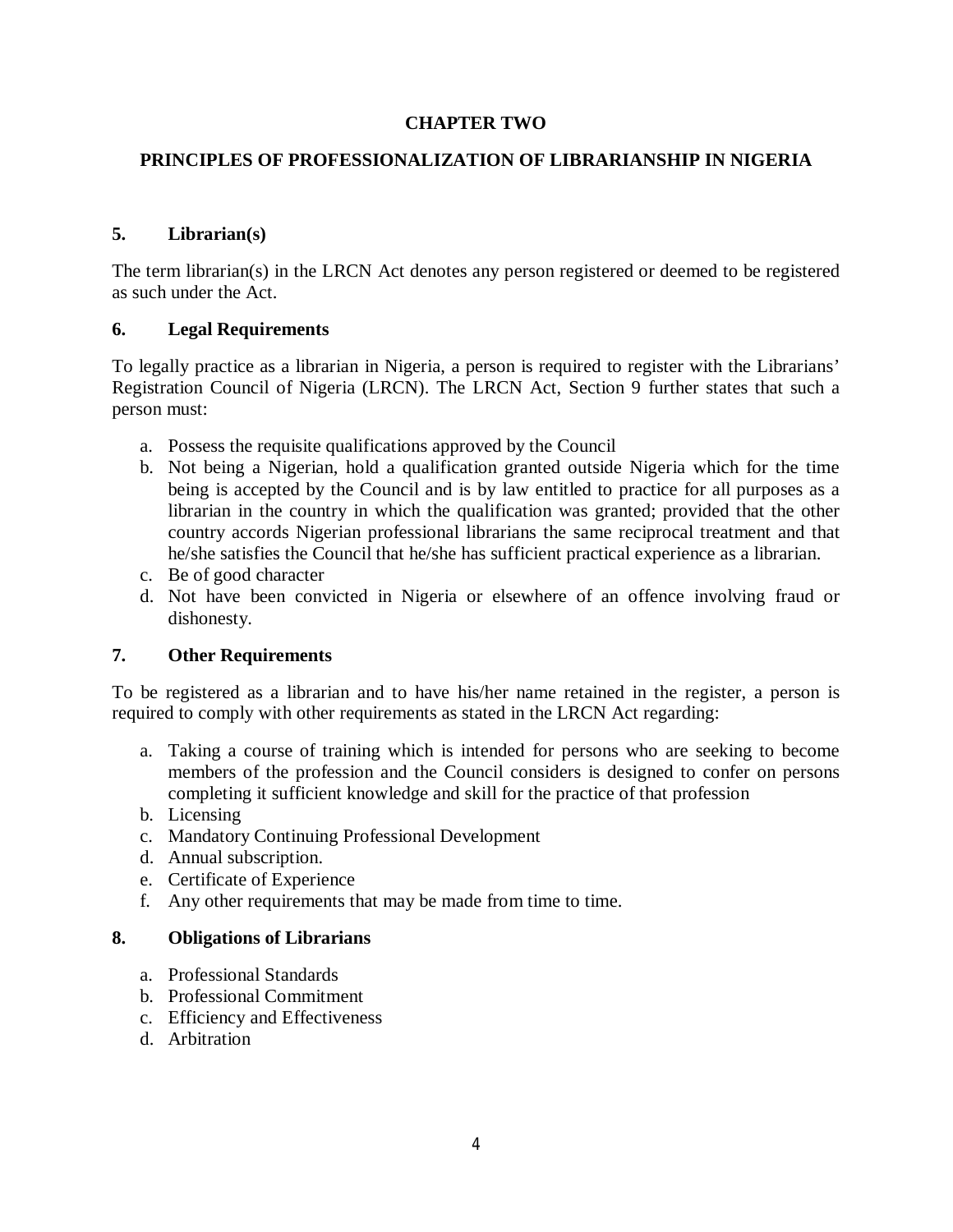# CHAPTER TWO

# PRINCIPLES OF PROFESSIONALIZATION OF LIBRARIANSHIP IN NIGERIA

## 5. Librarian(s)

The term librarian(s) in the LRCN Act denotes any person registered or deemed to be registered as such under the Act.

## 6. Legal Requirements

To legally practice as a librarian in Nigeria, a person is required to register with the Librarians' Registration Council of Nigeria (LRCN). The LRCN Act, Section 9 further states that such a person must:

a. Possess the requisite qualifications approved by the Council
b. Not being a Nigerian, hold a qualification granted outside Nigeria which for the time being is accepted by the Council and is by law entitled to practice for all purposes as a librarian in the country in which the qualification was granted; provided that the other country accords Nigerian professional librarians the same reciprocal treatment and that he/she satisfies the Council that he/she has sufficient practical experience as a librarian.
c. Be of good character
d. Not have been convicted in Nigeria or elsewhere of an offence involving fraud or dishonesty.

## 7. Other Requirements

To be registered as a librarian and to have his/her name retained in the register, a person is required to comply with other requirements as stated in the LRCN Act regarding:

a. Taking a course of training which is intended for persons who are seeking to become members of the profession and the Council considers is designed to confer on persons completing it sufficient knowledge and skill for the practice of that profession
b. Licensing
c. Mandatory Continuing Professional Development
d. Annual subscription.
e. Certificate of Experience
f. Any other requirements that may be made from time to time.

## 8. Obligations of Librarians

a. Professional Standards
b. Professional Commitment
c. Efficiency and Effectiveness
d. Arbitration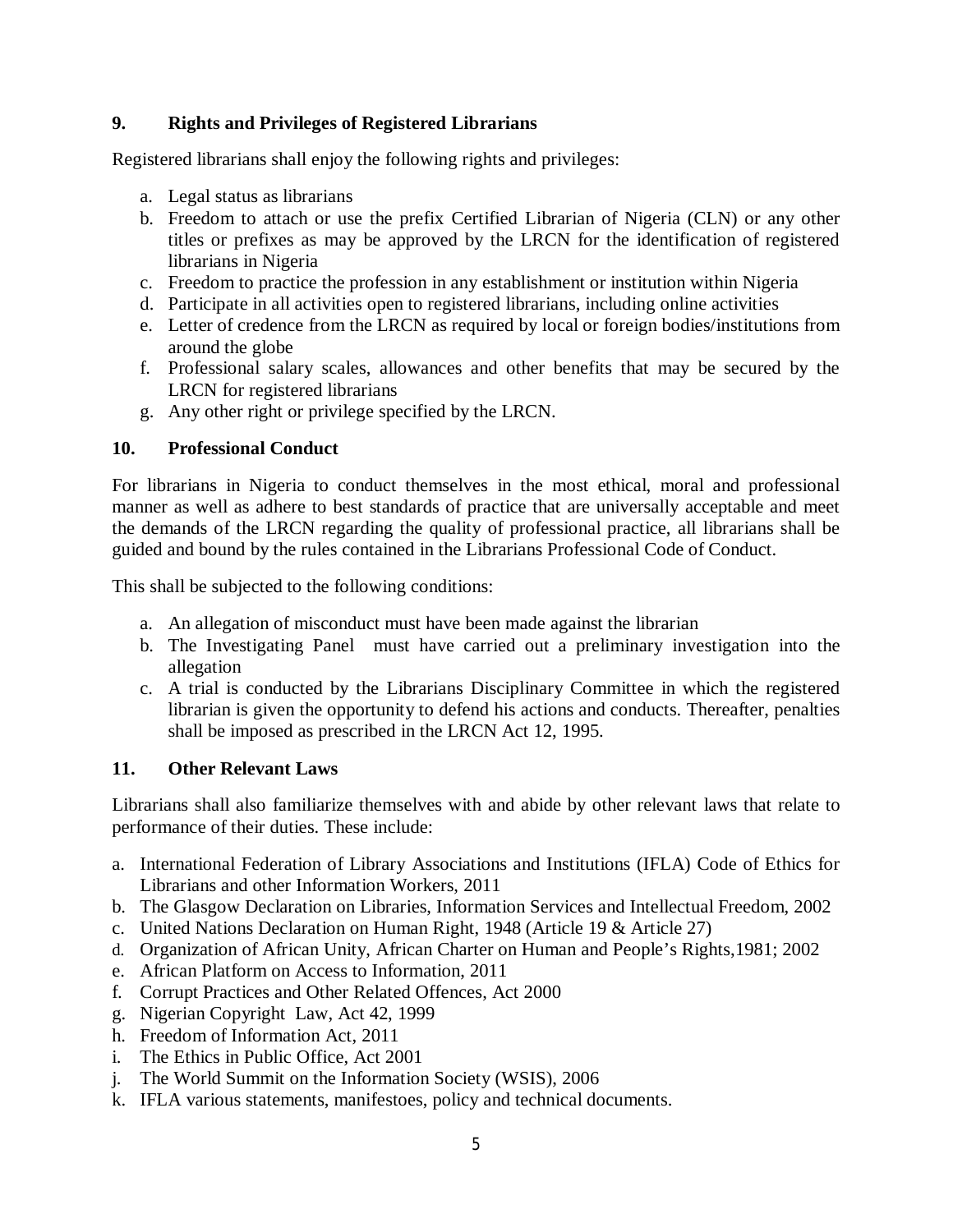## 9. Rights and Privileges of Registered Librarians

Registered librarians shall enjoy the following rights and privileges:

a. Legal status as librarians
b. Freedom to attach or use the prefix Certified Librarian of Nigeria (CLN) or any other titles or prefixes as may be approved by the LRCN for the identification of registered librarians in Nigeria
c. Freedom to practice the profession in any establishment or institution within Nigeria
d. Participate in all activities open to registered librarians, including online activities
e. Letter of credence from the LRCN as required by local or foreign bodies/institutions from around the globe
f. Professional salary scales, allowances and other benefits that may be secured by the LRCN for registered librarians
g. Any other right or privilege specified by the LRCN.

## 10. Professional Conduct

For librarians in Nigeria to conduct themselves in the most ethical, moral and professional manner as well as adhere to best standards of practice that are universally acceptable and meet the demands of the LRCN regarding the quality of professional practice, all librarians shall be guided and bound by the rules contained in the Librarians Professional Code of Conduct.

This shall be subjected to the following conditions:

a. An allegation of misconduct must have been made against the librarian
b. The Investigating Panel must have carried out a preliminary investigation into the allegation
c. A trial is conducted by the Librarians Disciplinary Committee in which the registered librarian is given the opportunity to defend his actions and conducts. Thereafter, penalties shall be imposed as prescribed in the LRCN Act 12, 1995.

## 11. Other Relevant Laws

Librarians shall also familiarize themselves with and abide by other relevant laws that relate to performance of their duties. These include:

a. International Federation of Library Associations and Institutions (IFLA) Code of Ethics for Librarians and other Information Workers, 2011
b. The Glasgow Declaration on Libraries, Information Services and Intellectual Freedom, 2002
c. United Nations Declaration on Human Right, 1948 (Article 19 & Article 27)
d. Organization of African Unity, African Charter on Human and People's Rights,1981; 2002
e. African Platform on Access to Information, 2011
f. Corrupt Practices and Other Related Offences, Act 2000
g. Nigerian Copyright Law, Act 42, 1999
h. Freedom of Information Act, 2011
i. The Ethics in Public Office, Act 2001
j. The World Summit on the Information Society (WSIS), 2006
k. IFLA various statements, manifestoes, policy and technical documents.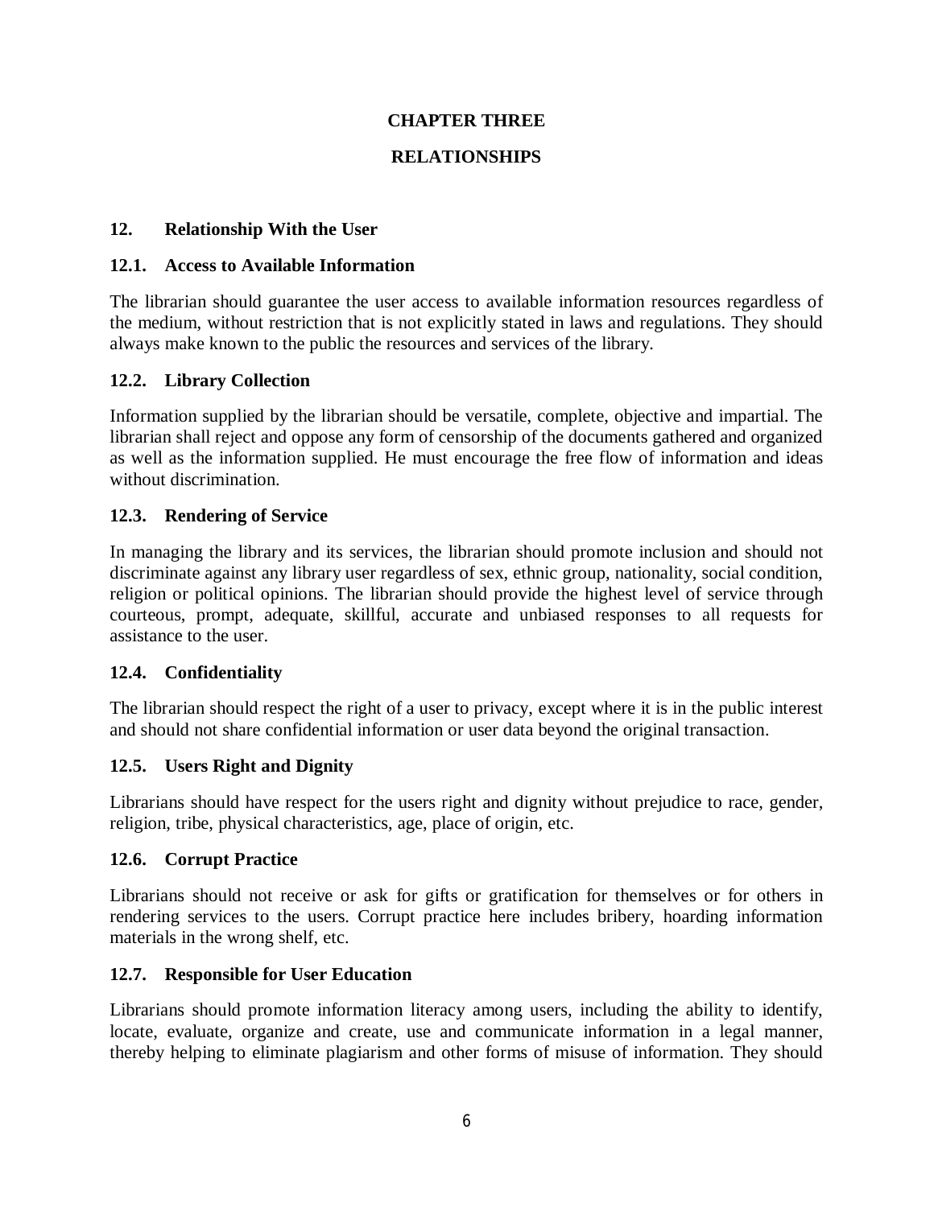# CHAPTER THREE

# RELATIONSHIPS

## 12. Relationship With the User

### 12.1. Access to Available Information

The librarian should guarantee the user access to available information resources regardless of the medium, without restriction that is not explicitly stated in laws and regulations. They should always make known to the public the resources and services of the library.

### 12.2. Library Collection

Information supplied by the librarian should be versatile, complete, objective and impartial. The librarian shall reject and oppose any form of censorship of the documents gathered and organized as well as the information supplied. He must encourage the free flow of information and ideas without discrimination.

### 12.3. Rendering of Service

In managing the library and its services, the librarian should promote inclusion and should not discriminate against any library user regardless of sex, ethnic group, nationality, social condition, religion or political opinions. The librarian should provide the highest level of service through courteous, prompt, adequate, skillful, accurate and unbiased responses to all requests for assistance to the user.

### 12.4. Confidentiality

The librarian should respect the right of a user to privacy, except where it is in the public interest and should not share confidential information or user data beyond the original transaction.

### 12.5. Users Right and Dignity

Librarians should have respect for the users right and dignity without prejudice to race, gender, religion, tribe, physical characteristics, age, place of origin, etc.

### 12.6. Corrupt Practice

Librarians should not receive or ask for gifts or gratification for themselves or for others in rendering services to the users. Corrupt practice here includes bribery, hoarding information materials in the wrong shelf, etc.

### 12.7. Responsible for User Education

Librarians should promote information literacy among users, including the ability to identify, locate, evaluate, organize and create, use and communicate information in a legal manner, thereby helping to eliminate plagiarism and other forms of misuse of information. They should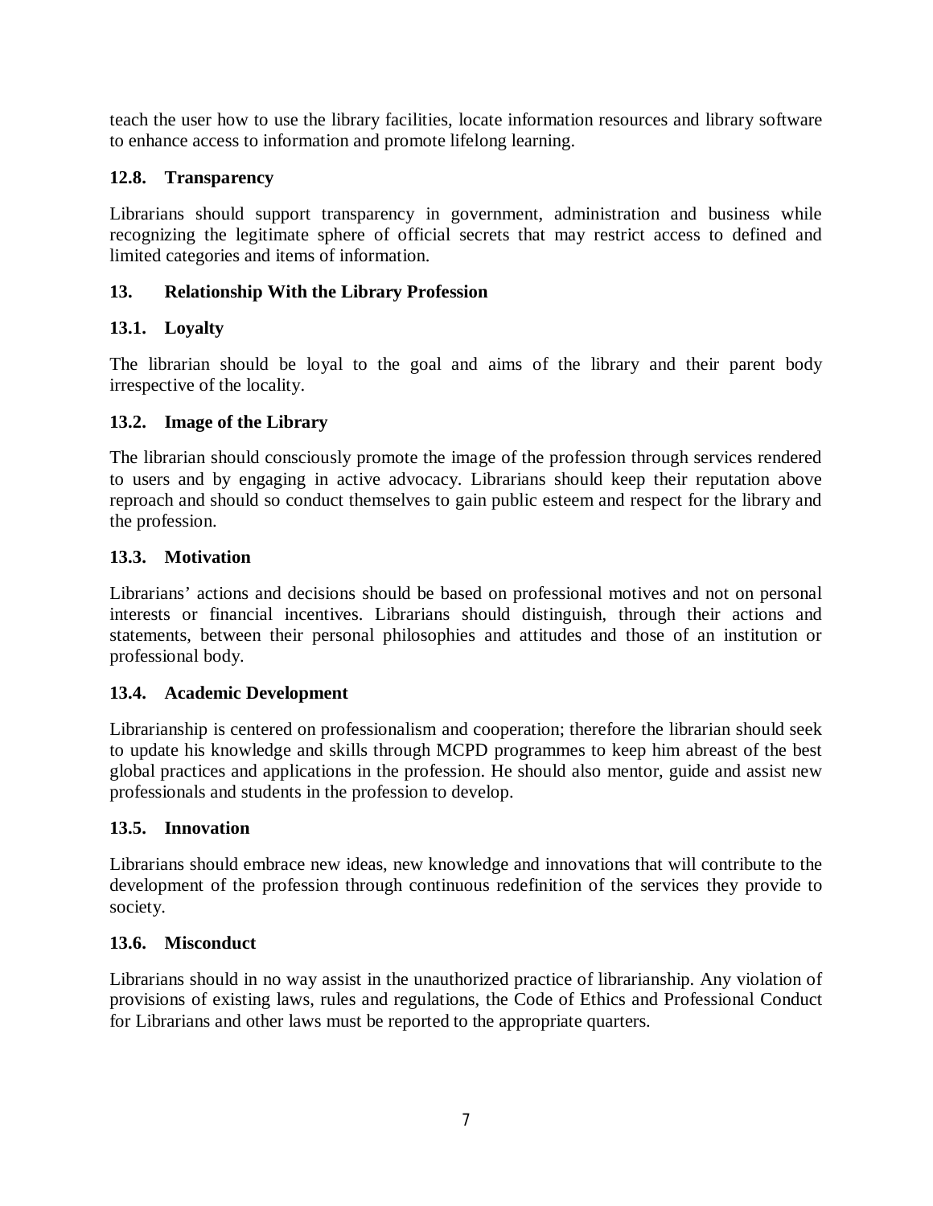teach the user how to use the library facilities, locate information resources and library software to enhance access to information and promote lifelong learning.

### 12.8. Transparency

Librarians should support transparency in government, administration and business while recognizing the legitimate sphere of official secrets that may restrict access to defined and limited categories and items of information.

## 13. Relationship With the Library Profession

### 13.1. Loyalty

The librarian should be loyal to the goal and aims of the library and their parent body irrespective of the locality.

### 13.2. Image of the Library

The librarian should consciously promote the image of the profession through services rendered to users and by engaging in active advocacy. Librarians should keep their reputation above reproach and should so conduct themselves to gain public esteem and respect for the library and the profession.

### 13.3. Motivation

Librarians' actions and decisions should be based on professional motives and not on personal interests or financial incentives. Librarians should distinguish, through their actions and statements, between their personal philosophies and attitudes and those of an institution or professional body.

### 13.4. Academic Development

Librarianship is centered on professionalism and cooperation; therefore the librarian should seek to update his knowledge and skills through MCPD programmes to keep him abreast of the best global practices and applications in the profession. He should also mentor, guide and assist new professionals and students in the profession to develop.

### 13.5. Innovation

Librarians should embrace new ideas, new knowledge and innovations that will contribute to the development of the profession through continuous redefinition of the services they provide to society.

### 13.6. Misconduct

Librarians should in no way assist in the unauthorized practice of librarianship. Any violation of provisions of existing laws, rules and regulations, the Code of Ethics and Professional Conduct for Librarians and other laws must be reported to the appropriate quarters.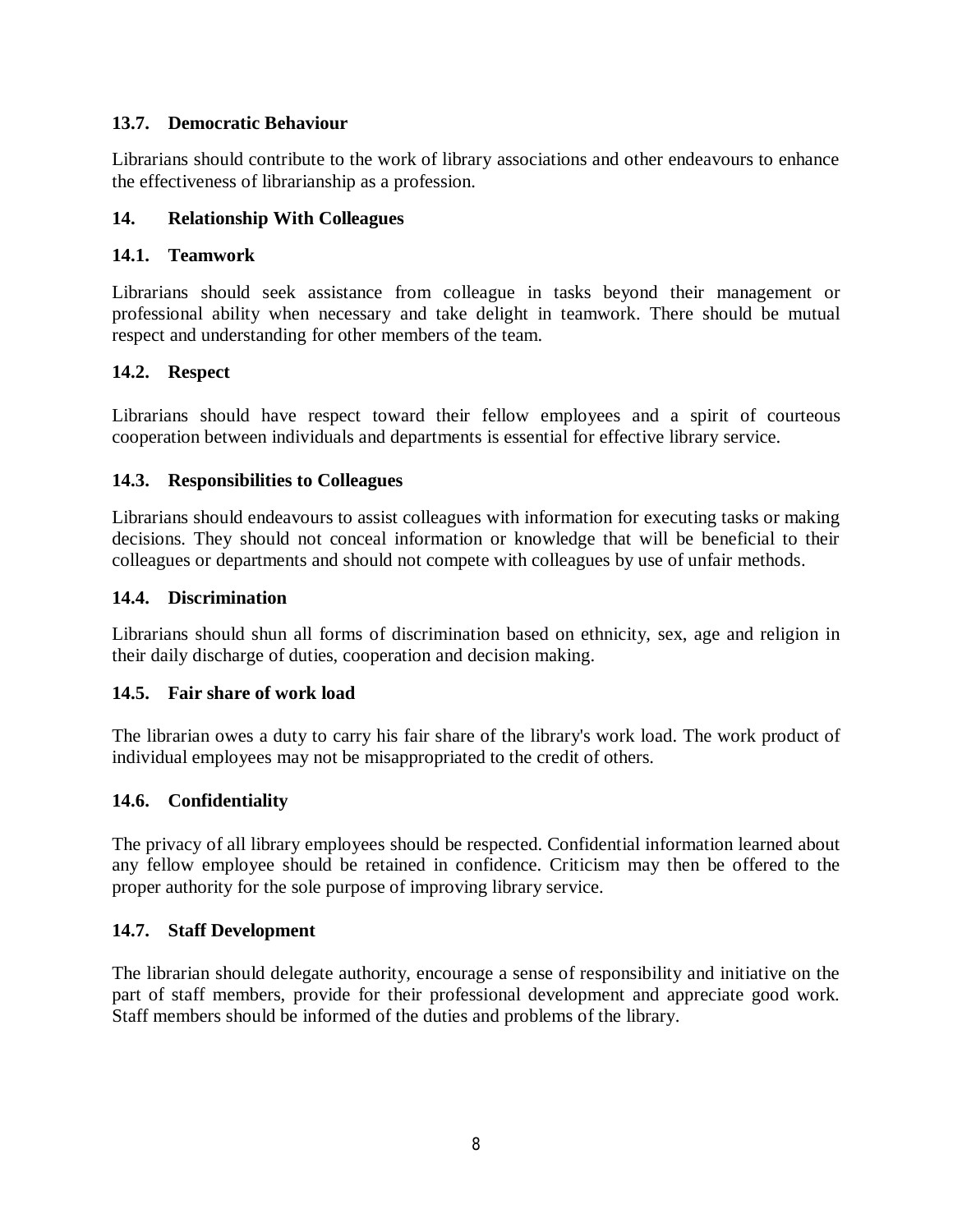### 13.7. Democratic Behaviour

Librarians should contribute to the work of library associations and other endeavours to enhance the effectiveness of librarianship as a profession.

## 14. Relationship With Colleagues

### 14.1. Teamwork

Librarians should seek assistance from colleague in tasks beyond their management or professional ability when necessary and take delight in teamwork. There should be mutual respect and understanding for other members of the team.

### 14.2. Respect

Librarians should have respect toward their fellow employees and a spirit of courteous cooperation between individuals and departments is essential for effective library service.

### 14.3. Responsibilities to Colleagues

Librarians should endeavours to assist colleagues with information for executing tasks or making decisions. They should not conceal information or knowledge that will be beneficial to their colleagues or departments and should not compete with colleagues by use of unfair methods.

### 14.4. Discrimination

Librarians should shun all forms of discrimination based on ethnicity, sex, age and religion in their daily discharge of duties, cooperation and decision making.

### 14.5. Fair share of work load

The librarian owes a duty to carry his fair share of the library's work load. The work product of individual employees may not be misappropriated to the credit of others.

### 14.6. Confidentiality

The privacy of all library employees should be respected. Confidential information learned about any fellow employee should be retained in confidence. Criticism may then be offered to the proper authority for the sole purpose of improving library service.

### 14.7. Staff Development

The librarian should delegate authority, encourage a sense of responsibility and initiative on the part of staff members, provide for their professional development and appreciate good work. Staff members should be informed of the duties and problems of the library.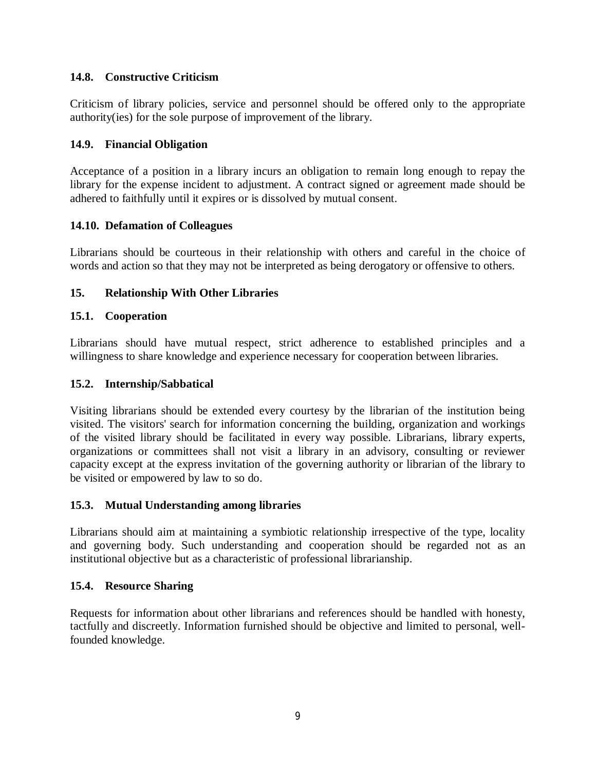### 14.8. Constructive Criticism

Criticism of library policies, service and personnel should be offered only to the appropriate authority(ies) for the sole purpose of improvement of the library.

### 14.9. Financial Obligation

Acceptance of a position in a library incurs an obligation to remain long enough to repay the library for the expense incident to adjustment. A contract signed or agreement made should be adhered to faithfully until it expires or is dissolved by mutual consent.

### 14.10. Defamation of Colleagues

Librarians should be courteous in their relationship with others and careful in the choice of words and action so that they may not be interpreted as being derogatory or offensive to others.

## 15. Relationship With Other Libraries

### 15.1. Cooperation

Librarians should have mutual respect, strict adherence to established principles and a willingness to share knowledge and experience necessary for cooperation between libraries.

### 15.2. Internship/Sabbatical

Visiting librarians should be extended every courtesy by the librarian of the institution being visited. The visitors' search for information concerning the building, organization and workings of the visited library should be facilitated in every way possible. Librarians, library experts, organizations or committees shall not visit a library in an advisory, consulting or reviewer capacity except at the express invitation of the governing authority or librarian of the library to be visited or empowered by law to so do.

### 15.3. Mutual Understanding among libraries

Librarians should aim at maintaining a symbiotic relationship irrespective of the type, locality and governing body. Such understanding and cooperation should be regarded not as an institutional objective but as a characteristic of professional librarianship.

### 15.4. Resource Sharing

Requests for information about other librarians and references should be handled with honesty, tactfully and discreetly. Information furnished should be objective and limited to personal, well-founded knowledge.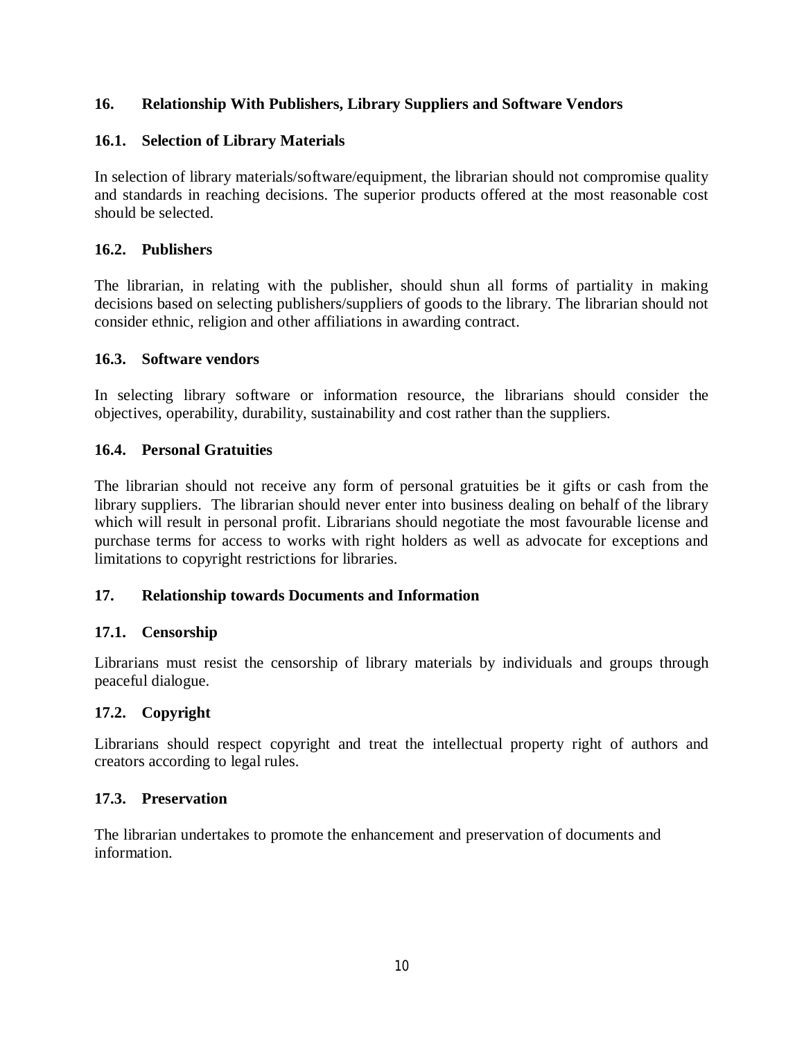## 16. Relationship With Publishers, Library Suppliers and Software Vendors

### 16.1. Selection of Library Materials

In selection of library materials/software/equipment, the librarian should not compromise quality and standards in reaching decisions. The superior products offered at the most reasonable cost should be selected.

### 16.2. Publishers

The librarian, in relating with the publisher, should shun all forms of partiality in making decisions based on selecting publishers/suppliers of goods to the library. The librarian should not consider ethnic, religion and other affiliations in awarding contract.

### 16.3. Software vendors

In selecting library software or information resource, the librarians should consider the objectives, operability, durability, sustainability and cost rather than the suppliers.

### 16.4. Personal Gratuities

The librarian should not receive any form of personal gratuities be it gifts or cash from the library suppliers. The librarian should never enter into business dealing on behalf of the library which will result in personal profit. Librarians should negotiate the most favourable license and purchase terms for access to works with right holders as well as advocate for exceptions and limitations to copyright restrictions for libraries.

## 17. Relationship towards Documents and Information

### 17.1. Censorship

Librarians must resist the censorship of library materials by individuals and groups through peaceful dialogue.

### 17.2. Copyright

Librarians should respect copyright and treat the intellectual property right of authors and creators according to legal rules.

### 17.3. Preservation

The librarian undertakes to promote the enhancement and preservation of documents and information.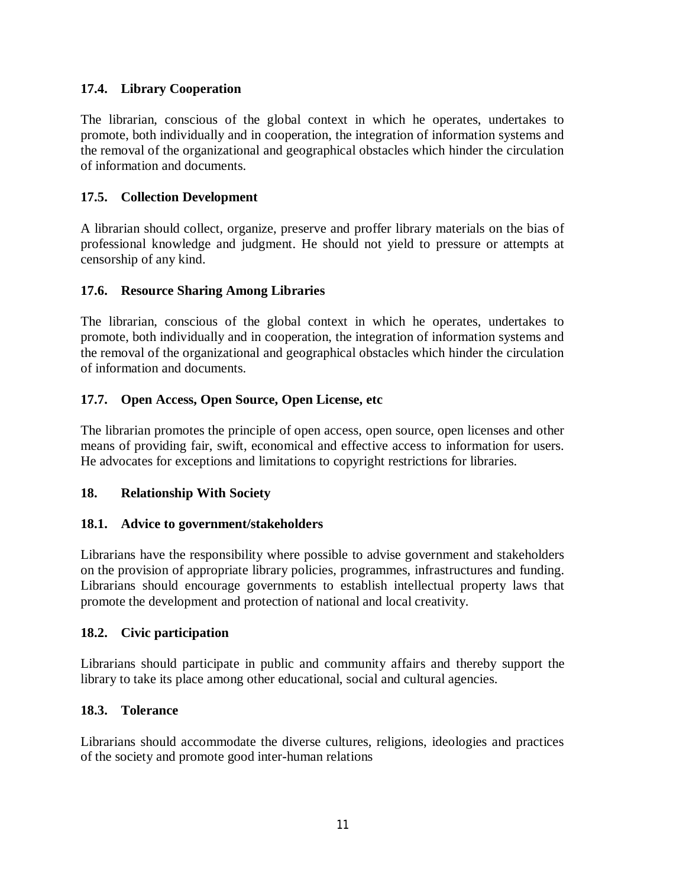**17.4. Library Cooperation**

The librarian, conscious of the global context in which he operates, undertakes to promote, both individually and in cooperation, the integration of information systems and the removal of the organizational and geographical obstacles which hinder the circulation of information and documents.

**17.5. Collection Development**

A librarian should collect, organize, preserve and proffer library materials on the bias of professional knowledge and judgment. He should not yield to pressure or attempts at censorship of any kind.

**17.6. Resource Sharing Among Libraries**

The librarian, conscious of the global context in which he operates, undertakes to promote, both individually and in cooperation, the integration of information systems and the removal of the organizational and geographical obstacles which hinder the circulation of information and documents.

**17.7. Open Access, Open Source, Open License, etc**

The librarian promotes the principle of open access, open source, open licenses and other means of providing fair, swift, economical and effective access to information for users. He advocates for exceptions and limitations to copyright restrictions for libraries.

**18. Relationship With Society**

**18.1. Advice to government/stakeholders**

Librarians have the responsibility where possible to advise government and stakeholders on the provision of appropriate library policies, programmes, infrastructures and funding. Librarians should encourage governments to establish intellectual property laws that promote the development and protection of national and local creativity.

**18.2. Civic participation**

Librarians should participate in public and community affairs and thereby support the library to take its place among other educational, social and cultural agencies.

**18.3. Tolerance**

Librarians should accommodate the diverse cultures, religions, ideologies and practices of the society and promote good inter-human relations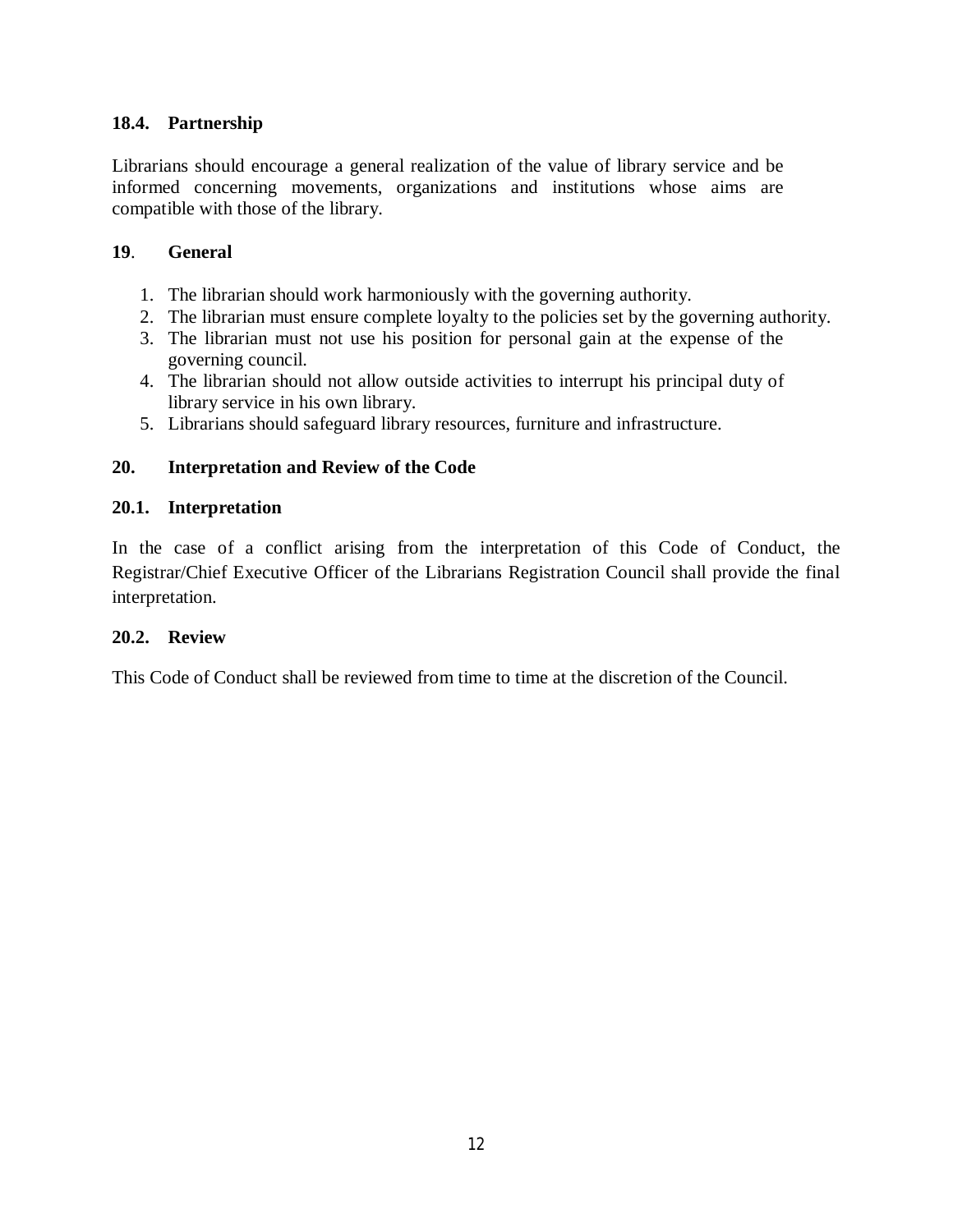### 18.4. Partnership

Librarians should encourage a general realization of the value of library service and be informed concerning movements, organizations and institutions whose aims are compatible with those of the library.

## 19. General

1. The librarian should work harmoniously with the governing authority.
2. The librarian must ensure complete loyalty to the policies set by the governing authority.
3. The librarian must not use his position for personal gain at the expense of the governing council.
4. The librarian should not allow outside activities to interrupt his principal duty of library service in his own library.
5. Librarians should safeguard library resources, furniture and infrastructure.

## 20. Interpretation and Review of the Code

### 20.1. Interpretation

In the case of a conflict arising from the interpretation of this Code of Conduct, the Registrar/Chief Executive Officer of the Librarians Registration Council shall provide the final interpretation.

### 20.2. Review

This Code of Conduct shall be reviewed from time to time at the discretion of the Council.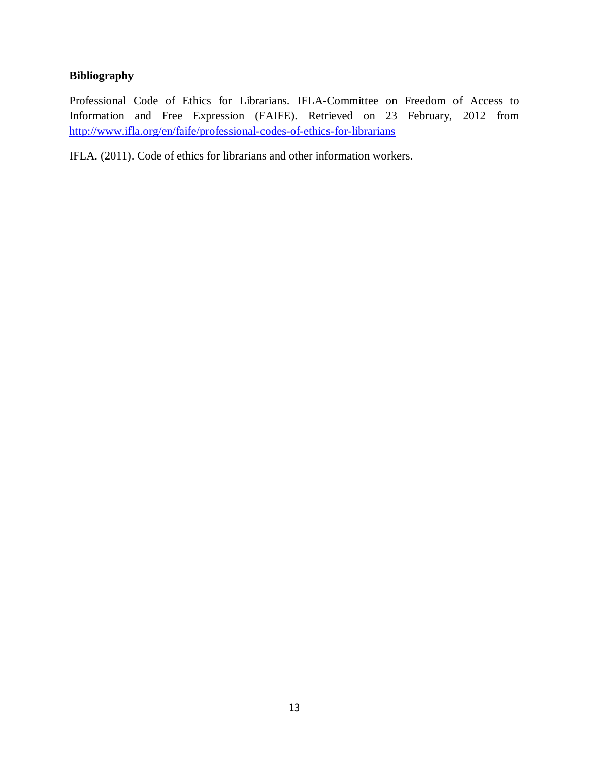**Bibliography**

Professional Code of Ethics for Librarians. IFLA-Committee on Freedom of Access to Information and Free Expression (FAIFE). Retrieved on 23 February, 2012 from http://www.ifla.org/en/faife/professional-codes-of-ethics-for-librarians

IFLA. (2011). Code of ethics for librarians and other information workers.